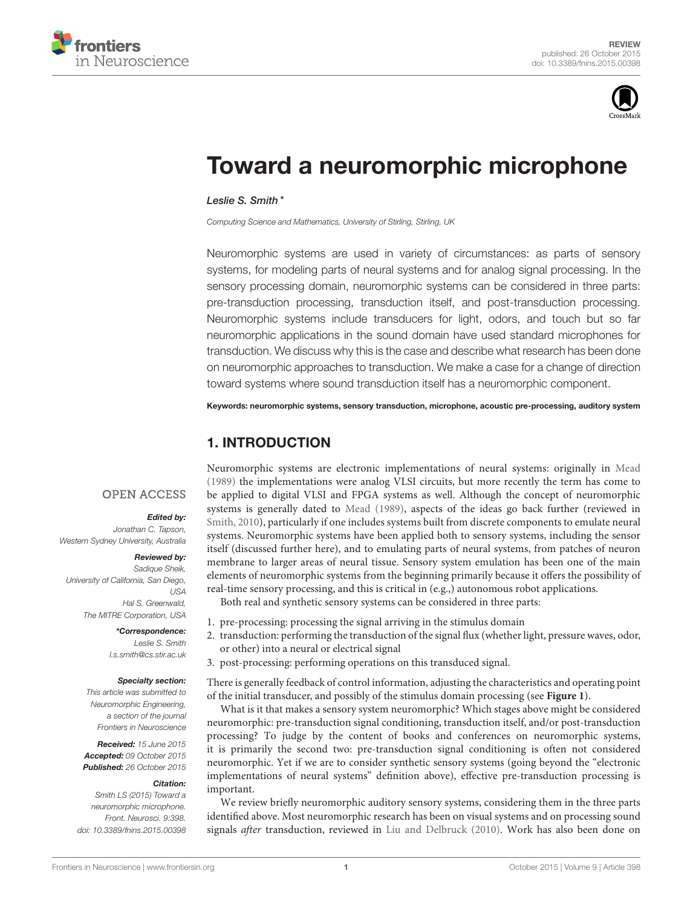REVIEW
published: 26 October 2015
doi: 10.3389/fnins.2015.00398

# Toward a neuromorphic microphone

*Leslie S. Smith\**

*Computing Science and Mathematics, University of Stirling, Stirling, UK*

Neuromorphic systems are used in variety of circumstances: as parts of sensory systems, for modeling parts of neural systems and for analog signal processing. In the sensory processing domain, neuromorphic systems can be considered in three parts: pre-transduction processing, transduction itself, and post-transduction processing. Neuromorphic systems include transducers for light, odors, and touch but so far neuromorphic applications in the sound domain have used standard microphones for transduction. We discuss why this is the case and describe what research has been done on neuromorphic approaches to transduction. We make a case for a change of direction toward systems where sound transduction itself has a neuromorphic component.

**Keywords: neuromorphic systems, sensory transduction, microphone, acoustic pre-processing, auditory system**

OPEN ACCESS

***Edited by:***
*Jonathan C. Tapson, Western Sydney University, Australia*

***Reviewed by:***
*Sadique Sheik, University of California, San Diego, USA*
*Hal S. Greenwald, The MITRE Corporation, USA*

***\*Correspondence:***
*Leslie S. Smith*
*l.s.smith@cs.stir.ac.uk*

***Specialty section:***
*This article was submitted to Neuromorphic Engineering, a section of the journal Frontiers in Neuroscience*

***Received:*** *15 June 2015*
***Accepted:*** *09 October 2015*
***Published:*** *26 October 2015*

***Citation:***
*Smith LS (2015) Toward a neuromorphic microphone. Front. Neurosci. 9:398. doi: 10.3389/fnins.2015.00398*

## 1. INTRODUCTION

Neuromorphic systems are electronic implementations of neural systems: originally in Mead (1989) the implementations were analog VLSI circuits, but more recently the term has come to be applied to digital VLSI and FPGA systems as well. Although the concept of neuromorphic systems is generally dated to Mead (1989), aspects of the ideas go back further (reviewed in Smith, 2010), particularly if one includes systems built from discrete components to emulate neural systems. Neuromorphic systems have been applied both to sensory systems, including the sensor itself (discussed further here), and to emulating parts of neural systems, from patches of neuron membrane to larger areas of neural tissue. Sensory system emulation has been one of the main elements of neuromorphic systems from the beginning primarily because it offers the possibility of real-time sensory processing, and this is critical in (e.g.,) autonomous robot applications.

Both real and synthetic sensory systems can be considered in three parts:

1. pre-processing: processing the signal arriving in the stimulus domain
2. transduction: performing the transduction of the signal flux (whether light, pressure waves, odor, or other) into a neural or electrical signal
3. post-processing: performing operations on this transduced signal.

There is generally feedback of control information, adjusting the characteristics and operating point of the initial transducer, and possibly of the stimulus domain processing (see **Figure 1**).

What is it that makes a sensory system neuromorphic? Which stages above might be considered neuromorphic: pre-transduction signal conditioning, transduction itself, and/or post-transduction processing? To judge by the content of books and conferences on neuromorphic systems, it is primarily the second two: pre-transduction signal conditioning is often not considered neuromorphic. Yet if we are to consider synthetic sensory systems (going beyond the "electronic implementations of neural systems" definition above), effective pre-transduction processing is important.

We review briefly neuromorphic auditory sensory systems, considering them in the three parts identified above. Most neuromorphic research has been on visual systems and on processing sound signals *after* transduction, reviewed in Liu and Delbruck (2010). Work has also been done on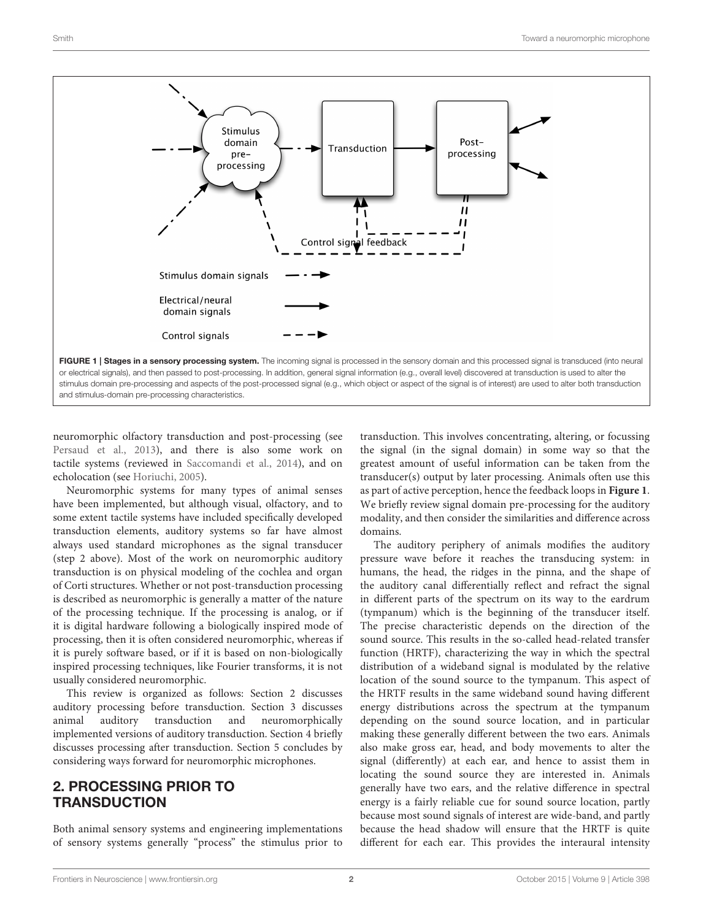Stimulus domain pre-processing

Transduction

Post-processing

Control signal feedback

Stimulus domain signals

Electrical/neural domain signals

Control signals

**FIGURE 1 | Stages in a sensory processing system.** The incoming signal is processed in the sensory domain and this processed signal is transduced (into neural or electrical signals), and then passed to post-processing. In addition, general signal information (e.g., overall level) discovered at transduction is used to alter the stimulus domain pre-processing and aspects of the post-processed signal (e.g., which object or aspect of the signal is of interest) are used to alter both transduction and stimulus-domain pre-processing characteristics.

neuromorphic olfactory transduction and post-processing (see Persaud et al., 2013), and there is also some work on tactile systems (reviewed in Saccomandi et al., 2014), and on echolocation (see Horiuchi, 2005).

Neuromorphic systems for many types of animal senses have been implemented, but although visual, olfactory, and to some extent tactile systems have included specifically developed transduction elements, auditory systems so far have almost always used standard microphones as the signal transducer (step 2 above). Most of the work on neuromorphic auditory transduction is on physical modeling of the cochlea and organ of Corti structures. Whether or not post-transduction processing is described as neuromorphic is generally a matter of the nature of the processing technique. If the processing is analog, or if it is digital hardware following a biologically inspired mode of processing, then it is often considered neuromorphic, whereas if it is purely software based, or if it is based on non-biologically inspired processing techniques, like Fourier transforms, it is not usually considered neuromorphic.

This review is organized as follows: Section 2 discusses auditory processing before transduction. Section 3 discusses animal auditory transduction and neuromorphically implemented versions of auditory transduction. Section 4 briefly discusses processing after transduction. Section 5 concludes by considering ways forward for neuromorphic microphones.

## 2. PROCESSING PRIOR TO TRANSDUCTION

Both animal sensory systems and engineering implementations of sensory systems generally "process" the stimulus prior to transduction. This involves concentrating, altering, or focussing the signal (in the signal domain) in some way so that the greatest amount of useful information can be taken from the transducer(s) output by later processing. Animals often use this as part of active perception, hence the feedback loops in **Figure 1**. We briefly review signal domain pre-processing for the auditory modality, and then consider the similarities and difference across domains.

The auditory periphery of animals modifies the auditory pressure wave before it reaches the transducing system: in humans, the head, the ridges in the pinna, and the shape of the auditory canal differentially reflect and refract the signal in different parts of the spectrum on its way to the eardrum (tympanum) which is the beginning of the transducer itself. The precise characteristic depends on the direction of the sound source. This results in the so-called head-related transfer function (HRTF), characterizing the way in which the spectral distribution of a wideband signal is modulated by the relative location of the sound source to the tympanum. This aspect of the HRTF results in the same wideband sound having different energy distributions across the spectrum at the tympanum depending on the sound source location, and in particular making these generally different between the two ears. Animals also make gross ear, head, and body movements to alter the signal (differently) at each ear, and hence to assist them in locating the sound source they are interested in. Animals generally have two ears, and the relative difference in spectral energy is a fairly reliable cue for sound source location, partly because most sound signals of interest are wide-band, and partly because the head shadow will ensure that the HRTF is quite different for each ear. This provides the interaural intensity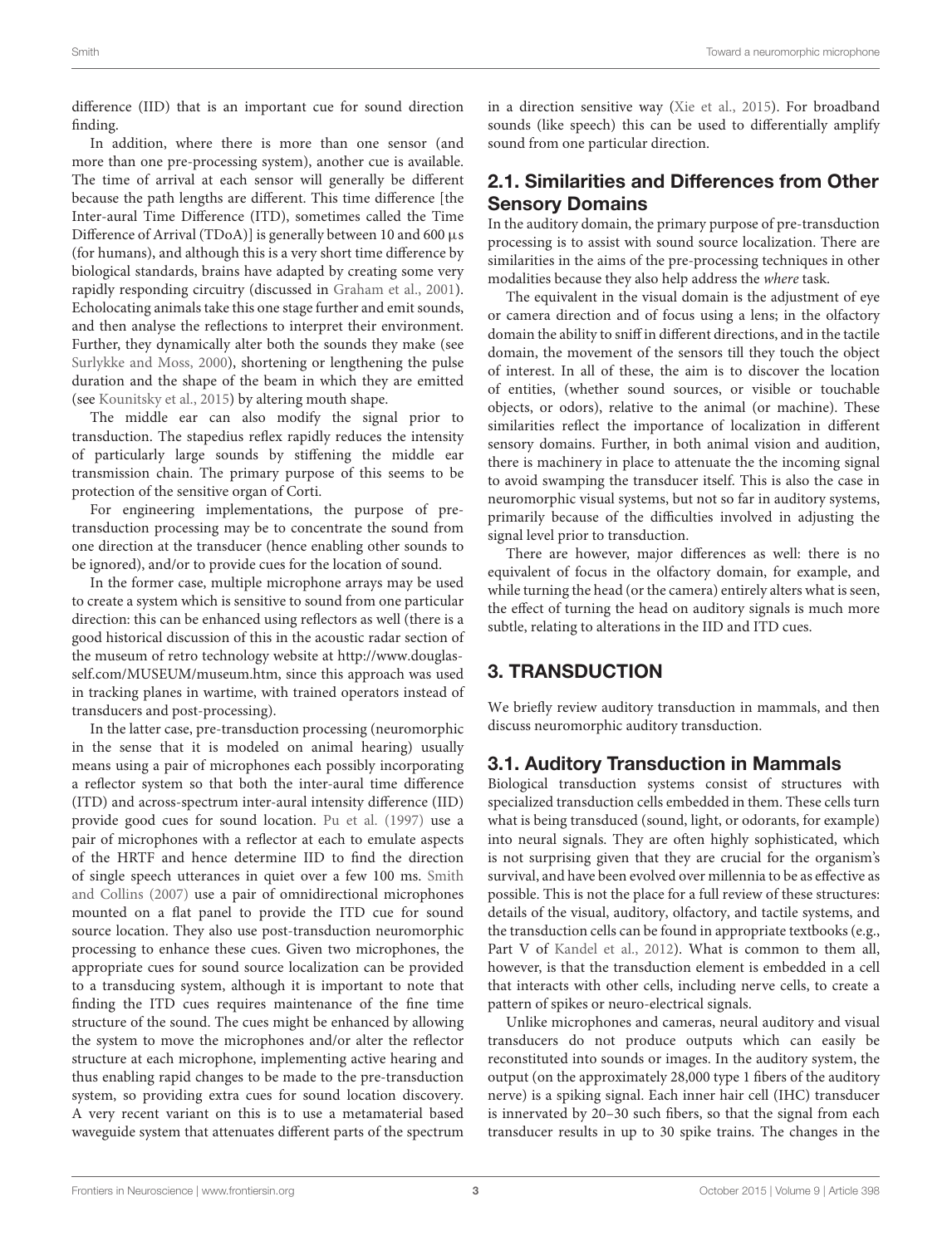difference (IID) that is an important cue for sound direction finding.

In addition, where there is more than one sensor (and more than one pre-processing system), another cue is available. The time of arrival at each sensor will generally be different because the path lengths are different. This time difference [the Inter-aural Time Difference (ITD), sometimes called the Time Difference of Arrival (TDoA)] is generally between 10 and 600 μs (for humans), and although this is a very short time difference by biological standards, brains have adapted by creating some very rapidly responding circuitry (discussed in Graham et al., 2001). Echolocating animals take this one stage further and emit sounds, and then analyse the reflections to interpret their environment. Further, they dynamically alter both the sounds they make (see Surlykke and Moss, 2000), shortening or lengthening the pulse duration and the shape of the beam in which they are emitted (see Kounitsky et al., 2015) by altering mouth shape.

The middle ear can also modify the signal prior to transduction. The stapedius reflex rapidly reduces the intensity of particularly large sounds by stiffening the middle ear transmission chain. The primary purpose of this seems to be protection of the sensitive organ of Corti.

For engineering implementations, the purpose of pre-transduction processing may be to concentrate the sound from one direction at the transducer (hence enabling other sounds to be ignored), and/or to provide cues for the location of sound.

In the former case, multiple microphone arrays may be used to create a system which is sensitive to sound from one particular direction: this can be enhanced using reflectors as well (there is a good historical discussion of this in the acoustic radar section of the museum of retro technology website at http://www.douglas-self.com/MUSEUM/museum.htm, since this approach was used in tracking planes in wartime, with trained operators instead of transducers and post-processing).

In the latter case, pre-transduction processing (neuromorphic in the sense that it is modeled on animal hearing) usually means using a pair of microphones each possibly incorporating a reflector system so that both the inter-aural time difference (ITD) and across-spectrum inter-aural intensity difference (IID) provide good cues for sound location. Pu et al. (1997) use a pair of microphones with a reflector at each to emulate aspects of the HRTF and hence determine IID to find the direction of single speech utterances in quiet over a few 100 ms. Smith and Collins (2007) use a pair of omnidirectional microphones mounted on a flat panel to provide the ITD cue for sound source location. They also use post-transduction neuromorphic processing to enhance these cues. Given two microphones, the appropriate cues for sound source localization can be provided to a transducing system, although it is important to note that finding the ITD cues requires maintenance of the fine time structure of the sound. The cues might be enhanced by allowing the system to move the microphones and/or alter the reflector structure at each microphone, implementing active hearing and thus enabling rapid changes to be made to the pre-transduction system, so providing extra cues for sound location discovery. A very recent variant on this is to use a metamaterial based waveguide system that attenuates different parts of the spectrum in a direction sensitive way (Xie et al., 2015). For broadband sounds (like speech) this can be used to differentially amplify sound from one particular direction.

## 2.1. Similarities and Differences from Other Sensory Domains

In the auditory domain, the primary purpose of pre-transduction processing is to assist with sound source localization. There are similarities in the aims of the pre-processing techniques in other modalities because they also help address the *where* task.

The equivalent in the visual domain is the adjustment of eye or camera direction and of focus using a lens; in the olfactory domain the ability to sniff in different directions, and in the tactile domain, the movement of the sensors till they touch the object of interest. In all of these, the aim is to discover the location of entities, (whether sound sources, or visible or touchable objects, or odors), relative to the animal (or machine). These similarities reflect the importance of localization in different sensory domains. Further, in both animal vision and audition, there is machinery in place to attenuate the the incoming signal to avoid swamping the transducer itself. This is also the case in neuromorphic visual systems, but not so far in auditory systems, primarily because of the difficulties involved in adjusting the signal level prior to transduction.

There are however, major differences as well: there is no equivalent of focus in the olfactory domain, for example, and while turning the head (or the camera) entirely alters what is seen, the effect of turning the head on auditory signals is much more subtle, relating to alterations in the IID and ITD cues.

# 3. TRANSDUCTION

We briefly review auditory transduction in mammals, and then discuss neuromorphic auditory transduction.

## 3.1. Auditory Transduction in Mammals

Biological transduction systems consist of structures with specialized transduction cells embedded in them. These cells turn what is being transduced (sound, light, or odorants, for example) into neural signals. They are often highly sophisticated, which is not surprising given that they are crucial for the organism's survival, and have been evolved over millennia to be as effective as possible. This is not the place for a full review of these structures: details of the visual, auditory, olfactory, and tactile systems, and the transduction cells can be found in appropriate textbooks (e.g., Part V of Kandel et al., 2012). What is common to them all, however, is that the transduction element is embedded in a cell that interacts with other cells, including nerve cells, to create a pattern of spikes or neuro-electrical signals.

Unlike microphones and cameras, neural auditory and visual transducers do not produce outputs which can easily be reconstituted into sounds or images. In the auditory system, the output (on the approximately 28,000 type 1 fibers of the auditory nerve) is a spiking signal. Each inner hair cell (IHC) transducer is innervated by 20–30 such fibers, so that the signal from each transducer results in up to 30 spike trains. The changes in the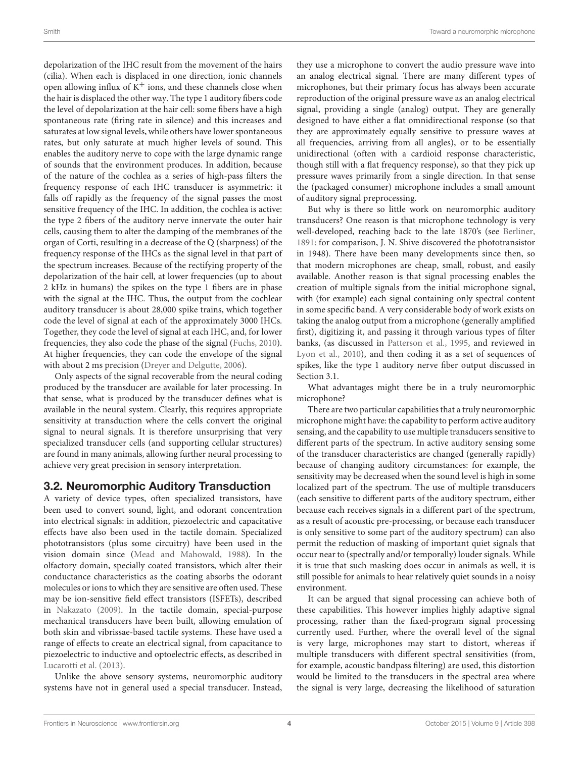depolarization of the IHC result from the movement of the hairs (cilia). When each is displaced in one direction, ionic channels open allowing influx of $K^+$ ions, and these channels close when the hair is displaced the other way. The type 1 auditory fibers code the level of depolarization at the hair cell: some fibers have a high spontaneous rate (firing rate in silence) and this increases and saturates at low signal levels, while others have lower spontaneous rates, but only saturate at much higher levels of sound. This enables the auditory nerve to cope with the large dynamic range of sounds that the environment produces. In addition, because of the nature of the cochlea as a series of high-pass filters the frequency response of each IHC transducer is asymmetric: it falls off rapidly as the frequency of the signal passes the most sensitive frequency of the IHC. In addition, the cochlea is active: the type 2 fibers of the auditory nerve innervate the outer hair cells, causing them to alter the damping of the membranes of the organ of Corti, resulting in a decrease of the Q (sharpness) of the frequency response of the IHCs as the signal level in that part of the spectrum increases. Because of the rectifying property of the depolarization of the hair cell, at lower frequencies (up to about 2 kHz in humans) the spikes on the type 1 fibers are in phase with the signal at the IHC. Thus, the output from the cochlear auditory transducer is about 28,000 spike trains, which together code the level of signal at each of the approximately 3000 IHCs. Together, they code the level of signal at each IHC, and, for lower frequencies, they also code the phase of the signal (Fuchs, 2010). At higher frequencies, they can code the envelope of the signal with about 2 ms precision (Dreyer and Delgutte, 2006).

Only aspects of the signal recoverable from the neural coding produced by the transducer are available for later processing. In that sense, what is produced by the transducer defines what is available in the neural system. Clearly, this requires appropriate sensitivity at transduction where the cells convert the original signal to neural signals. It is therefore unsurprising that very specialized transducer cells (and supporting cellular structures) are found in many animals, allowing further neural processing to achieve very great precision in sensory interpretation.

## 3.2. Neuromorphic Auditory Transduction

A variety of device types, often specialized transistors, have been used to convert sound, light, and odorant concentration into electrical signals: in addition, piezoelectric and capacitative effects have also been used in the tactile domain. Specialized phototransistors (plus some circuitry) have been used in the vision domain since (Mead and Mahowald, 1988). In the olfactory domain, specially coated transistors, which alter their conductance characteristics as the coating absorbs the odorant molecules or ions to which they are sensitive are often used. These may be ion-sensitive field effect transistors (ISFETs), described in Nakazato (2009). In the tactile domain, special-purpose mechanical transducers have been built, allowing emulation of both skin and vibrissae-based tactile systems. These have used a range of effects to create an electrical signal, from capacitance to piezoelectric to inductive and optoelectric effects, as described in Lucarotti et al. (2013).

Unlike the above sensory systems, neuromorphic auditory systems have not in general used a special transducer. Instead, they use a microphone to convert the audio pressure wave into an analog electrical signal. There are many different types of microphones, but their primary focus has always been accurate reproduction of the original pressure wave as an analog electrical signal, providing a single (analog) output. They are generally designed to have either a flat omnidirectional response (so that they are approximately equally sensitive to pressure waves at all frequencies, arriving from all angles), or to be essentially unidirectional (often with a cardioid response characteristic, though still with a flat frequency response), so that they pick up pressure waves primarily from a single direction. In that sense the (packaged consumer) microphone includes a small amount of auditory signal preprocessing.

But why is there so little work on neuromorphic auditory transducers? One reason is that microphone technology is very well-developed, reaching back to the late 1870's (see Berliner, 1891: for comparison, J. N. Shive discovered the phototransistor in 1948). There have been many developments since then, so that modern microphones are cheap, small, robust, and easily available. Another reason is that signal processing enables the creation of multiple signals from the initial microphone signal, with (for example) each signal containing only spectral content in some specific band. A very considerable body of work exists on taking the analog output from a microphone (generally amplified first), digitizing it, and passing it through various types of filter banks, (as discussed in Patterson et al., 1995, and reviewed in Lyon et al., 2010), and then coding it as a set of sequences of spikes, like the type 1 auditory nerve fiber output discussed in Section 3.1.

What advantages might there be in a truly neuromorphic microphone?

There are two particular capabilities that a truly neuromorphic microphone might have: the capability to perform active auditory sensing, and the capability to use multiple transducers sensitive to different parts of the spectrum. In active auditory sensing some of the transducer characteristics are changed (generally rapidly) because of changing auditory circumstances: for example, the sensitivity may be decreased when the sound level is high in some localized part of the spectrum. The use of multiple transducers (each sensitive to different parts of the auditory spectrum, either because each receives signals in a different part of the spectrum, as a result of acoustic pre-processing, or because each transducer is only sensitive to some part of the auditory spectrum) can also permit the reduction of masking of important quiet signals that occur near to (spectrally and/or temporally) louder signals. While it is true that such masking does occur in animals as well, it is still possible for animals to hear relatively quiet sounds in a noisy environment.

It can be argued that signal processing can achieve both of these capabilities. This however implies highly adaptive signal processing, rather than the fixed-program signal processing currently used. Further, where the overall level of the signal is very large, microphones may start to distort, whereas if multiple transducers with different spectral sensitivities (from, for example, acoustic bandpass filtering) are used, this distortion would be limited to the transducers in the spectral area where the signal is very large, decreasing the likelihood of saturation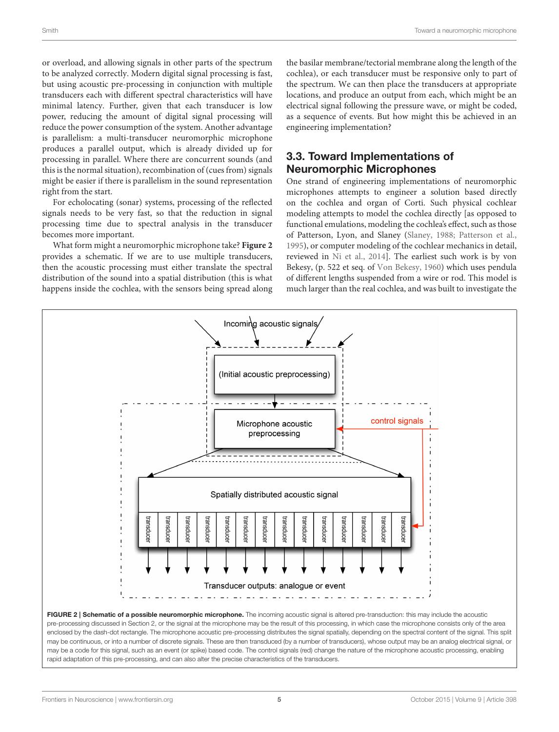or overload, and allowing signals in other parts of the spectrum to be analyzed correctly. Modern digital signal processing is fast, but using acoustic pre-processing in conjunction with multiple transducers each with different spectral characteristics will have minimal latency. Further, given that each transducer is low power, reducing the amount of digital signal processing will reduce the power consumption of the system. Another advantage is parallelism: a multi-transducer neuromorphic microphone produces a parallel output, which is already divided up for processing in parallel. Where there are concurrent sounds (and this is the normal situation), recombination of (cues from) signals might be easier if there is parallelism in the sound representation right from the start.

For echolocating (sonar) systems, processing of the reflected signals needs to be very fast, so that the reduction in signal processing time due to spectral analysis in the transducer becomes more important.

What form might a neuromorphic microphone take? **Figure 2** provides a schematic. If we are to use multiple transducers, then the acoustic processing must either translate the spectral distribution of the sound into a spatial distribution (this is what happens inside the cochlea, with the sensors being spread along the basilar membrane/tectorial membrane along the length of the cochlea), or each transducer must be responsive only to part of the spectrum. We can then place the transducers at appropriate locations, and produce an output from each, which might be an electrical signal following the pressure wave, or might be coded, as a sequence of events. But how might this be achieved in an engineering implementation?

## 3.3. Toward Implementations of Neuromorphic Microphones

One strand of engineering implementations of neuromorphic microphones attempts to engineer a solution based directly on the cochlea and organ of Corti. Such physical cochlear modeling attempts to model the cochlea directly [as opposed to functional emulations, modeling the cochlea's effect, such as those of Patterson, Lyon, and Slaney (Slaney, 1988; Patterson et al., 1995), or computer modeling of the cochlear mechanics in detail, reviewed in Ni et al., 2014]. The earliest such work is by von Bekesy, (p. 522 et seq. of Von Bekesy, 1960) which uses pendula of different lengths suspended from a wire or rod. This model is much larger than the real cochlea, and was built to investigate the

Incoming acoustic signals

(Initial acoustic preprocessing)

Microphone acoustic preprocessing

control signals

Spatially distributed acoustic signal

transducer transducer transducer transducer transducer transducer transducer transducer transducer transducer transducer transducer transducer transducer

Transducer outputs: analogue or event

**FIGURE 2 | Schematic of a possible neuromorphic microphone.** The incoming acoustic signal is altered pre-transduction: this may include the acoustic pre-processing discussed in Section 2, or the signal at the microphone may be the result of this processing, in which case the microphone consists only of the area enclosed by the dash-dot rectangle. The microphone acoustic pre-processing distributes the signal spatially, depending on the spectral content of the signal. This split may be continuous, or into a number of discrete signals. These are then transduced (by a number of transducers), whose output may be an analog electrical signal, or may be a code for this signal, such as an event (or spike) based code. The control signals (red) change the nature of the microphone acoustic processing, enabling rapid adaptation of this pre-processing, and can also alter the precise characteristics of the transducers.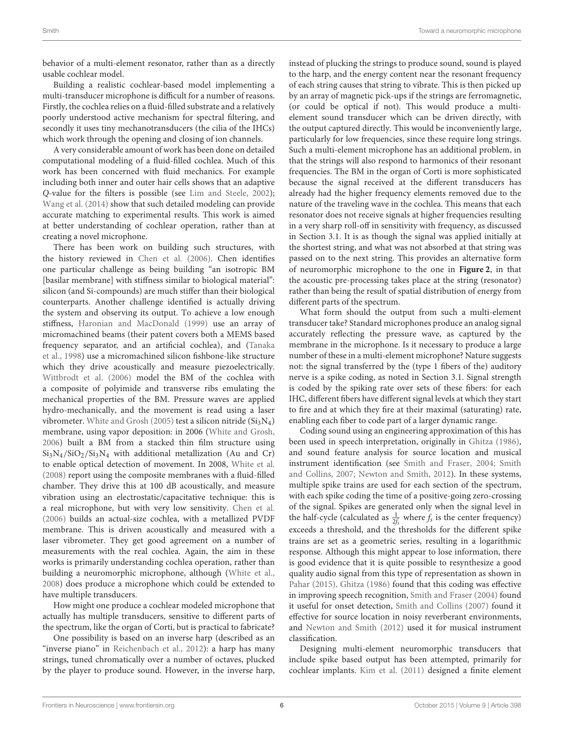behavior of a multi-element resonator, rather than as a directly usable cochlear model.

Building a realistic cochlear-based model implementing a multi-transducer microphone is difficult for a number of reasons. Firstly, the cochlea relies on a fluid-filled substrate and a relatively poorly understood active mechanism for spectral filtering, and secondly it uses tiny mechanotransducers (the cilia of the IHCs) which work through the opening and closing of ion channels.

A very considerable amount of work has been done on detailed computational modeling of a fluid-filled cochlea. Much of this work has been concerned with fluid mechanics. For example including both inner and outer hair cells shows that an adaptive $Q$-value for the filters is possible (see Lim and Steele, 2002); Wang et al. (2014) show that such detailed modeling can provide accurate matching to experimental results. This work is aimed at better understanding of cochlear operation, rather than at creating a novel microphone.

There has been work on building such structures, with the history reviewed in Chen et al. (2006). Chen identifies one particular challenge as being building "an isotropic BM [basilar membrane] with stiffness similar to biological material": silicon (and Si-compounds) are much stiffer than their biological counterparts. Another challenge identified is actually driving the system and observing its output. To achieve a low enough stiffness, Haronian and MacDonald (1999) use an array of micromachined beams (their patent covers both a MEMS based frequency separator, and an artificial cochlea), and (Tanaka et al., 1998) use a micromachined silicon fishbone-like structure which they drive acoustically and measure piezoelectrically. Wittbrodt et al. (2006) model the BM of the cochlea with a composite of polyimide and transverse ribs emulating the mechanical properties of the BM. Pressure waves are applied hydro-mechanically, and the movement is read using a laser vibrometer. White and Grosh (2005) test a silicon nitride ($Si_3N_4$) membrane, using vapor deposition: in 2006 (White and Grosh, 2006) built a BM from a stacked thin film structure using $Si_3N_4/SiO_2/Si_3N_4$ with additional metallization (Au and Cr) to enable optical detection of movement. In 2008, White et al. (2008) report using the composite membranes with a fluid-filled chamber. They drive this at 100 dB acoustically, and measure vibration using an electrostatic/capacitative technique: this is a real microphone, but with very low sensitivity. Chen et al. (2006) builds an actual-size cochlea, with a metallized PVDF membrane. This is driven acoustically and measured with a laser vibrometer. They get good agreement on a number of measurements with the real cochlea. Again, the aim in these works is primarily understanding cochlea operation, rather than building a neuromorphic microphone, although (White et al., 2008) does produce a microphone which could be extended to have multiple transducers.

How might one produce a cochlear modeled microphone that actually has multiple transducers, sensitive to different parts of the spectrum, like the organ of Corti, but is practical to fabricate?

One possibility is based on an inverse harp (described as an "inverse piano" in Reichenbach et al., 2012): a harp has many strings, tuned chromatically over a number of octaves, plucked by the player to produce sound. However, in the inverse harp, instead of plucking the strings to produce sound, sound is played to the harp, and the energy content near the resonant frequency of each string causes that string to vibrate. This is then picked up by an array of magnetic pick-ups if the strings are ferromagnetic, (or could be optical if not). This would produce a multi-element sound transducer which can be driven directly, with the output captured directly. This would be inconveniently large, particularly for low frequencies, since these require long strings. Such a multi-element microphone has an additional problem, in that the strings will also respond to harmonics of their resonant frequencies. The BM in the organ of Corti is more sophisticated because the signal received at the different transducers has already had the higher frequency elements removed due to the nature of the traveling wave in the cochlea. This means that each resonator does not receive signals at higher frequencies resulting in a very sharp roll-off in sensitivity with frequency, as discussed in Section 3.1. It is as though the signal was applied initially at the shortest string, and what was not absorbed at that string was passed on to the next string. This provides an alternative form of neuromorphic microphone to the one in **Figure 2**, in that the acoustic pre-processing takes place at the string (resonator) rather than being the result of spatial distribution of energy from different parts of the spectrum.

What form should the output from such a multi-element transducer take? Standard microphones produce an analog signal accurately reflecting the pressure wave, as captured by the membrane in the microphone. Is it necessary to produce a large number of these in a multi-element microphone? Nature suggests not: the signal transferred by the (type 1 fibers of the) auditory nerve is a spike coding, as noted in Section 3.1. Signal strength is coded by the spiking rate over sets of these fibers: for each IHC, different fibers have different signal levels at which they start to fire and at which they fire at their maximal (saturating) rate, enabling each fiber to code part of a larger dynamic range.

Coding sound using an engineering approximation of this has been used in speech interpretation, originally in Ghitza (1986), and sound feature analysis for source location and musical instrument identification (see Smith and Fraser, 2004; Smith and Collins, 2007; Newton and Smith, 2012). In these systems, multiple spike trains are used for each section of the spectrum, with each spike coding the time of a positive-going zero-crossing of the signal. Spikes are generated only when the signal level in the half-cycle (calculated as $\frac{1}{2f_s}$ where $f_s$ is the center frequency) exceeds a threshold, and the thresholds for the different spike trains are set as a geometric series, resulting in a logarithmic response. Although this might appear to lose information, there is good evidence that it is quite possible to resynthesize a good quality audio signal from this type of representation as shown in Pahar (2015). Ghitza (1986) found that this coding was effective in improving speech recognition, Smith and Fraser (2004) found it useful for onset detection, Smith and Collins (2007) found it effective for source location in noisy reverberant environments, and Newton and Smith (2012) used it for musical instrument classification.

Designing multi-element neuromorphic transducers that include spike based output has been attempted, primarily for cochlear implants. Kim et al. (2011) designed a finite element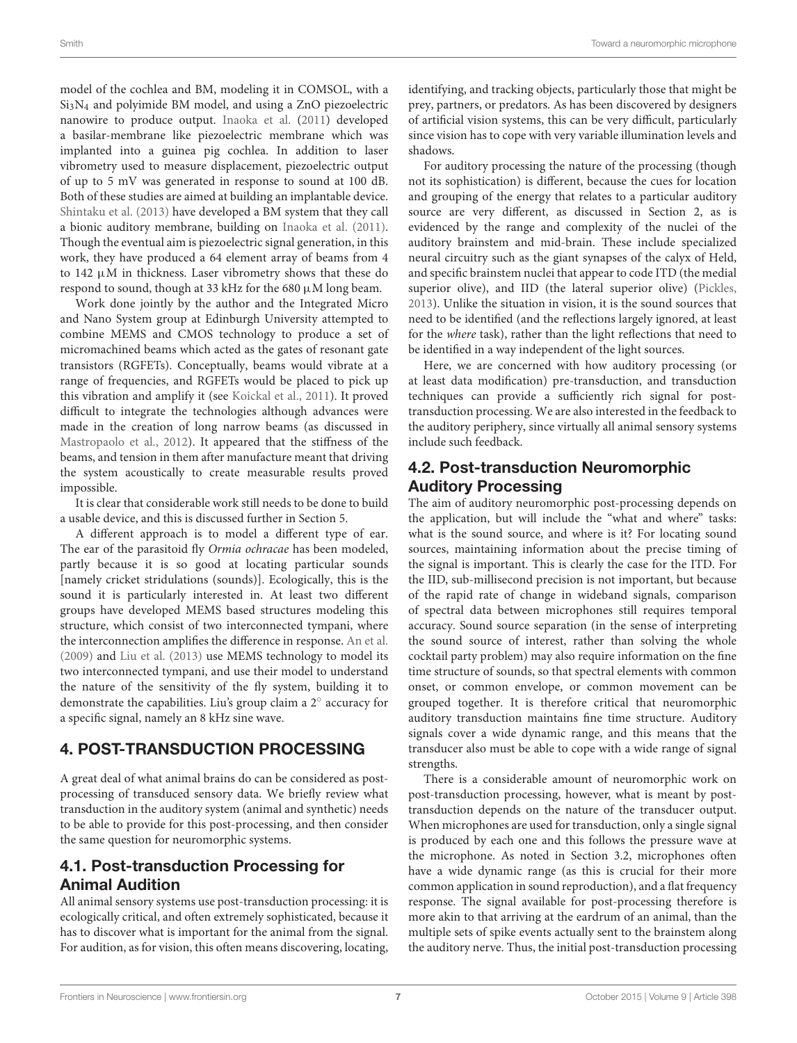model of the cochlea and BM, modeling it in COMSOL, with a $Si_3N_4$ and polyimide BM model, and using a ZnO piezoelectric nanowire to produce output. Inaoka et al. (2011) developed a basilar-membrane like piezoelectric membrane which was implanted into a guinea pig cochlea. In addition to laser vibrometry used to measure displacement, piezoelectric output of up to 5 mV was generated in response to sound at 100 dB. Both of these studies are aimed at building an implantable device. Shintaku et al. (2013) have developed a BM system that they call a bionic auditory membrane, building on Inaoka et al. (2011). Though the eventual aim is piezoelectric signal generation, in this work, they have produced a 64 element array of beams from 4 to 142 μM in thickness. Laser vibrometry shows that these do respond to sound, though at 33 kHz for the 680 μM long beam.

Work done jointly by the author and the Integrated Micro and Nano System group at Edinburgh University attempted to combine MEMS and CMOS technology to produce a set of micromachined beams which acted as the gates of resonant gate transistors (RGFETs). Conceptually, beams would vibrate at a range of frequencies, and RGFETs would be placed to pick up this vibration and amplify it (see Koickal et al., 2011). It proved difficult to integrate the technologies although advances were made in the creation of long narrow beams (as discussed in Mastropaolo et al., 2012). It appeared that the stiffness of the beams, and tension in them after manufacture meant that driving the system acoustically to create measurable results proved impossible.

It is clear that considerable work still needs to be done to build a usable device, and this is discussed further in Section 5.

A different approach is to model a different type of ear. The ear of the parasitoid fly *Ormia ochracae* has been modeled, partly because it is so good at locating particular sounds [namely cricket stridulations (sounds)]. Ecologically, this is the sound it is particularly interested in. At least two different groups have developed MEMS based structures modeling this structure, which consist of two interconnected tympani, where the interconnection amplifies the difference in response. An et al. (2009) and Liu et al. (2013) use MEMS technology to model its two interconnected tympani, and use their model to understand the nature of the sensitivity of the fly system, building it to demonstrate the capabilities. Liu's group claim a 2° accuracy for a specific signal, namely an 8 kHz sine wave.

## 4. POST-TRANSDUCTION PROCESSING

A great deal of what animal brains do can be considered as post-processing of transduced sensory data. We briefly review what transduction in the auditory system (animal and synthetic) needs to be able to provide for this post-processing, and then consider the same question for neuromorphic systems.

### 4.1. Post-transduction Processing for Animal Audition

All animal sensory systems use post-transduction processing: it is ecologically critical, and often extremely sophisticated, because it has to discover what is important for the animal from the signal. For audition, as for vision, this often means discovering, locating, identifying, and tracking objects, particularly those that might be prey, partners, or predators. As has been discovered by designers of artificial vision systems, this can be very difficult, particularly since vision has to cope with very variable illumination levels and shadows.

For auditory processing the nature of the processing (though not its sophistication) is different, because the cues for location and grouping of the energy that relates to a particular auditory source are very different, as discussed in Section 2, as is evidenced by the range and complexity of the nuclei of the auditory brainstem and mid-brain. These include specialized neural circuitry such as the giant synapses of the calyx of Held, and specific brainstem nuclei that appear to code ITD (the medial superior olive), and IID (the lateral superior olive) (Pickles, 2013). Unlike the situation in vision, it is the sound sources that need to be identified (and the reflections largely ignored, at least for the *where* task), rather than the light reflections that need to be identified in a way independent of the light sources.

Here, we are concerned with how auditory processing (or at least data modification) pre-transduction, and transduction techniques can provide a sufficiently rich signal for post-transduction processing. We are also interested in the feedback to the auditory periphery, since virtually all animal sensory systems include such feedback.

### 4.2. Post-transduction Neuromorphic Auditory Processing

The aim of auditory neuromorphic post-processing depends on the application, but will include the "what and where" tasks: what is the sound source, and where is it? For locating sound sources, maintaining information about the precise timing of the signal is important. This is clearly the case for the ITD. For the IID, sub-millisecond precision is not important, but because of the rapid rate of change in wideband signals, comparison of spectral data between microphones still requires temporal accuracy. Sound source separation (in the sense of interpreting the sound source of interest, rather than solving the whole cocktail party problem) may also require information on the fine time structure of sounds, so that spectral elements with common onset, or common envelope, or common movement can be grouped together. It is therefore critical that neuromorphic auditory transduction maintains fine time structure. Auditory signals cover a wide dynamic range, and this means that the transducer also must be able to cope with a wide range of signal strengths.

There is a considerable amount of neuromorphic work on post-transduction processing, however, what is meant by post-transduction depends on the nature of the transducer output. When microphones are used for transduction, only a single signal is produced by each one and this follows the pressure wave at the microphone. As noted in Section 3.2, microphones often have a wide dynamic range (as this is crucial for their more common application in sound reproduction), and a flat frequency response. The signal available for post-processing therefore is more akin to that arriving at the eardrum of an animal, than the multiple sets of spike events actually sent to the brainstem along the auditory nerve. Thus, the initial post-transduction processing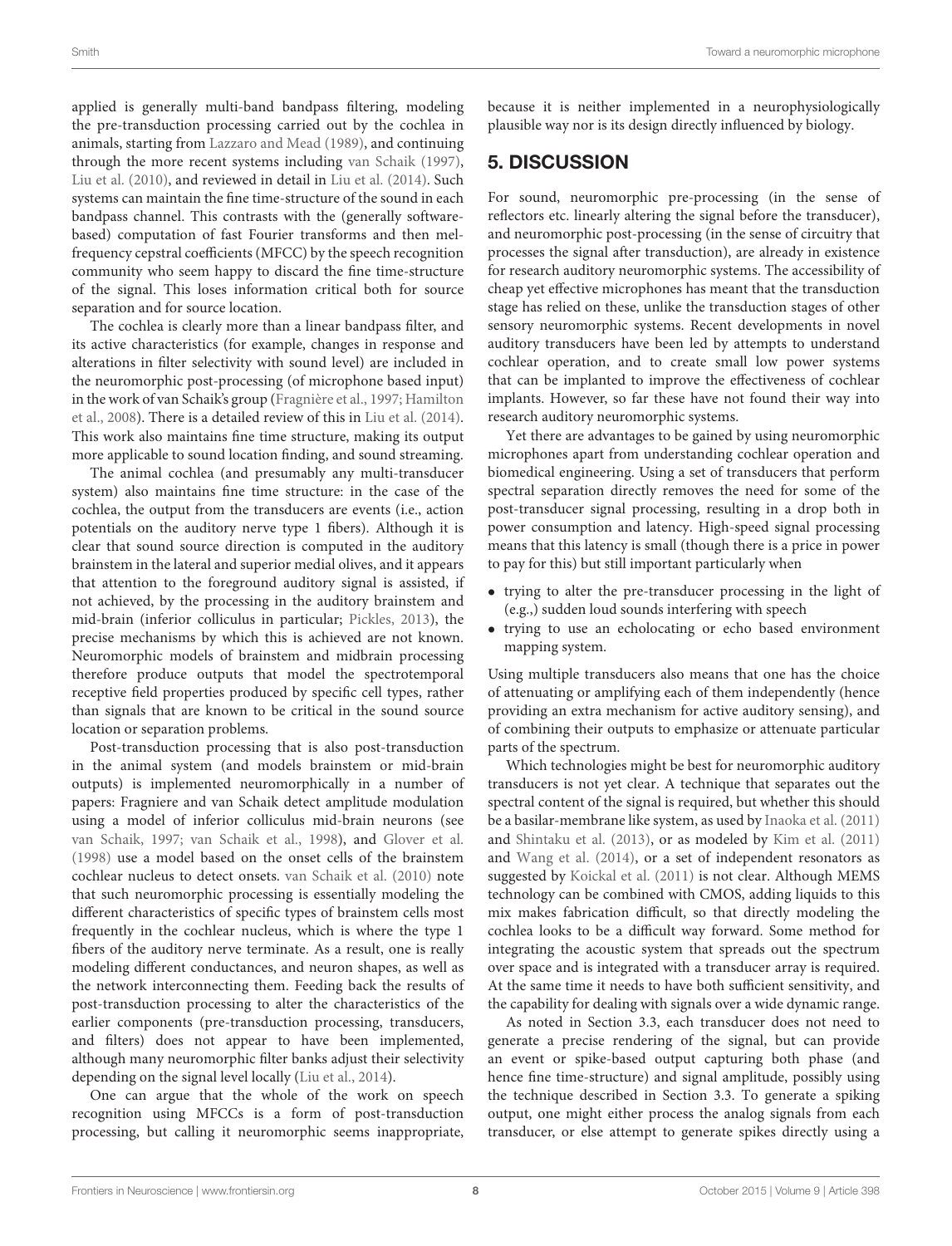applied is generally multi-band bandpass filtering, modeling the pre-transduction processing carried out by the cochlea in animals, starting from Lazzaro and Mead (1989), and continuing through the more recent systems including van Schaik (1997), Liu et al. (2010), and reviewed in detail in Liu et al. (2014). Such systems can maintain the fine time-structure of the sound in each bandpass channel. This contrasts with the (generally software-based) computation of fast Fourier transforms and then mel-frequency cepstral coefficients (MFCC) by the speech recognition community who seem happy to discard the fine time-structure of the signal. This loses information critical both for source separation and for source location.

The cochlea is clearly more than a linear bandpass filter, and its active characteristics (for example, changes in response and alterations in filter selectivity with sound level) are included in the neuromorphic post-processing (of microphone based input) in the work of van Schaik's group (Fragnière et al., 1997; Hamilton et al., 2008). There is a detailed review of this in Liu et al. (2014). This work also maintains fine time structure, making its output more applicable to sound location finding, and sound streaming.

The animal cochlea (and presumably any multi-transducer system) also maintains fine time structure: in the case of the cochlea, the output from the transducers are events (i.e., action potentials on the auditory nerve type 1 fibers). Although it is clear that sound source direction is computed in the auditory brainstem in the lateral and superior medial olives, and it appears that attention to the foreground auditory signal is assisted, if not achieved, by the processing in the auditory brainstem and mid-brain (inferior colliculus in particular; Pickles, 2013), the precise mechanisms by which this is achieved are not known. Neuromorphic models of brainstem and midbrain processing therefore produce outputs that model the spectrotemporal receptive field properties produced by specific cell types, rather than signals that are known to be critical in the sound source location or separation problems.

Post-transduction processing that is also post-transduction in the animal system (and models brainstem or mid-brain outputs) is implemented neuromorphically in a number of papers: Fragniere and van Schaik detect amplitude modulation using a model of inferior colliculus mid-brain neurons (see van Schaik, 1997; van Schaik et al., 1998), and Glover et al. (1998) use a model based on the onset cells of the brainstem cochlear nucleus to detect onsets. van Schaik et al. (2010) note that such neuromorphic processing is essentially modeling the different characteristics of specific types of brainstem cells most frequently in the cochlear nucleus, which is where the type 1 fibers of the auditory nerve terminate. As a result, one is really modeling different conductances, and neuron shapes, as well as the network interconnecting them. Feeding back the results of post-transduction processing to alter the characteristics of the earlier components (pre-transduction processing, transducers, and filters) does not appear to have been implemented, although many neuromorphic filter banks adjust their selectivity depending on the signal level locally (Liu et al., 2014).

One can argue that the whole of the work on speech recognition using MFCCs is a form of post-transduction processing, but calling it neuromorphic seems inappropriate, because it is neither implemented in a neurophysiologically plausible way nor is its design directly influenced by biology.

## 5. DISCUSSION

For sound, neuromorphic pre-processing (in the sense of reflectors etc. linearly altering the signal before the transducer), and neuromorphic post-processing (in the sense of circuitry that processes the signal after transduction), are already in existence for research auditory neuromorphic systems. The accessibility of cheap yet effective microphones has meant that the transduction stage has relied on these, unlike the transduction stages of other sensory neuromorphic systems. Recent developments in novel auditory transducers have been led by attempts to understand cochlear operation, and to create small low power systems that can be implanted to improve the effectiveness of cochlear implants. However, so far these have not found their way into research auditory neuromorphic systems.

Yet there are advantages to be gained by using neuromorphic microphones apart from understanding cochlear operation and biomedical engineering. Using a set of transducers that perform spectral separation directly removes the need for some of the post-transducer signal processing, resulting in a drop both in power consumption and latency. High-speed signal processing means that this latency is small (though there is a price in power to pay for this) but still important particularly when

- trying to alter the pre-transducer processing in the light of (e.g.,) sudden loud sounds interfering with speech
- trying to use an echolocating or echo based environment mapping system.

Using multiple transducers also means that one has the choice of attenuating or amplifying each of them independently (hence providing an extra mechanism for active auditory sensing), and of combining their outputs to emphasize or attenuate particular parts of the spectrum.

Which technologies might be best for neuromorphic auditory transducers is not yet clear. A technique that separates out the spectral content of the signal is required, but whether this should be a basilar-membrane like system, as used by Inaoka et al. (2011) and Shintaku et al. (2013), or as modeled by Kim et al. (2011) and Wang et al. (2014), or a set of independent resonators as suggested by Koickal et al. (2011) is not clear. Although MEMS technology can be combined with CMOS, adding liquids to this mix makes fabrication difficult, so that directly modeling the cochlea looks to be a difficult way forward. Some method for integrating the acoustic system that spreads out the spectrum over space and is integrated with a transducer array is required. At the same time it needs to have both sufficient sensitivity, and the capability for dealing with signals over a wide dynamic range.

As noted in Section 3.3, each transducer does not need to generate a precise rendering of the signal, but can provide an event or spike-based output capturing both phase (and hence fine time-structure) and signal amplitude, possibly using the technique described in Section 3.3. To generate a spiking output, one might either process the analog signals from each transducer, or else attempt to generate spikes directly using a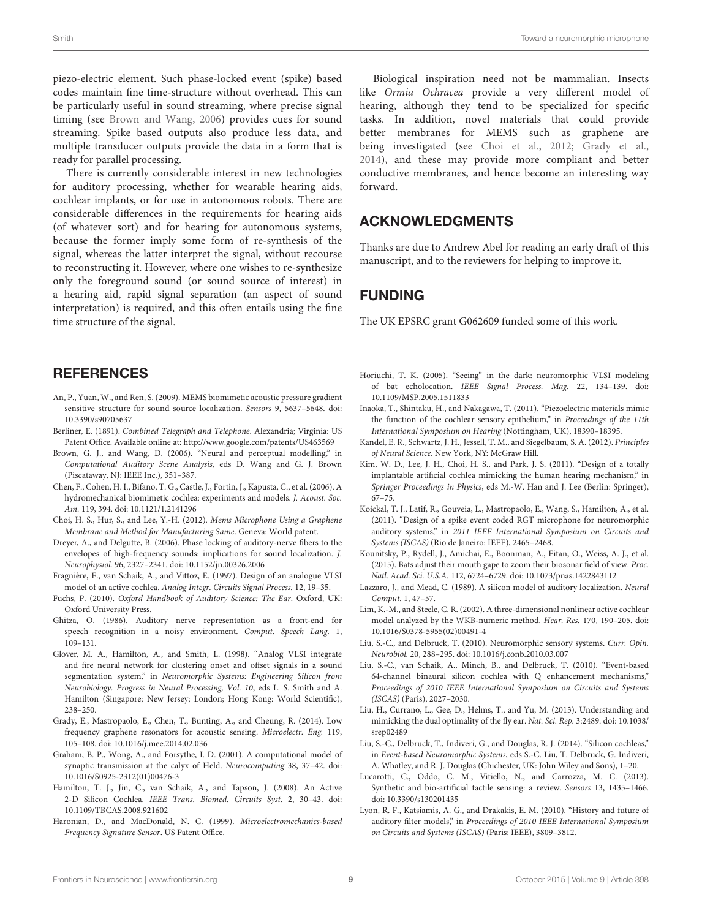piezo-electric element. Such phase-locked event (spike) based codes maintain fine time-structure without overhead. This can be particularly useful in sound streaming, where precise signal timing (see Brown and Wang, 2006) provides cues for sound streaming. Spike based outputs also produce less data, and multiple transducer outputs provide the data in a form that is ready for parallel processing.

There is currently considerable interest in new technologies for auditory processing, whether for wearable hearing aids, cochlear implants, or for use in autonomous robots. There are considerable differences in the requirements for hearing aids (of whatever sort) and for hearing for autonomous systems, because the former imply some form of re-synthesis of the signal, whereas the latter interpret the signal, without recourse to reconstructing it. However, where one wishes to re-synthesize only the foreground sound (or sound source of interest) in a hearing aid, rapid signal separation (an aspect of sound interpretation) is required, and this often entails using the fine time structure of the signal.

Biological inspiration need not be mammalian. Insects like *Ormia Ochracea* provide a very different model of hearing, although they tend to be specialized for specific tasks. In addition, novel materials that could provide better membranes for MEMS such as graphene are being investigated (see Choi et al., 2012; Grady et al., 2014), and these may provide more compliant and better conductive membranes, and hence become an interesting way forward.

## ACKNOWLEDGMENTS

Thanks are due to Andrew Abel for reading an early draft of this manuscript, and to the reviewers for helping to improve it.

## FUNDING

The UK EPSRC grant G062609 funded some of this work.

## REFERENCES

An, P., Yuan, W., and Ren, S. (2009). MEMS biomimetic acoustic pressure gradient sensitive structure for sound source localization. *Sensors* 9, 5637–5648. doi: 10.3390/s90705637

Berliner, E. (1891). *Combined Telegraph and Telephone*. Alexandria; Virginia: US Patent Office. Available online at: http://www.google.com/patents/US463569

Brown, G. J., and Wang, D. (2006). "Neural and perceptual modelling," in *Computational Auditory Scene Analysis*, eds D. Wang and G. J. Brown (Piscataway, NJ: IEEE Inc.), 351–387.

Chen, F., Cohen, H. I., Bifano, T. G., Castle, J., Fortin, J., Kapusta, C., et al. (2006). A hydromechanical biomimetic cochlea: experiments and models. *J. Acoust. Soc. Am.* 119, 394. doi: 10.1121/1.2141296

Choi, H. S., Hur, S., and Lee, Y.-H. (2012). *Mems Microphone Using a Graphene Membrane and Method for Manufacturing Same*. Geneva: World patent.

Dreyer, A., and Delgutte, B. (2006). Phase locking of auditory-nerve fibers to the envelopes of high-frequency sounds: implications for sound localization. *J. Neurophysiol.* 96, 2327–2341. doi: 10.1152/jn.00326.2006

Fragnière, E., van Schaik, A., and Vittoz, E. (1997). Design of an analogue VLSI model of an active cochlea. *Analog Integr. Circuits Signal Process.* 12, 19–35.

Fuchs, P. (2010). *Oxford Handbook of Auditory Science: The Ear*. Oxford, UK: Oxford University Press.

Ghitza, O. (1986). Auditory nerve representation as a front-end for speech recognition in a noisy environment. *Comput. Speech Lang.* 1, 109–131.

Glover, M. A., Hamilton, A., and Smith, L. (1998). "Analog VLSI integrate and fire neural network for clustering onset and offset signals in a sound segmentation system," in *Neuromorphic Systems: Engineering Silicon from Neurobiology. Progress in Neural Processing, Vol. 10*, eds L. S. Smith and A. Hamilton (Singapore; New Jersey; London; Hong Kong: World Scientific), 238–250.

Grady, E., Mastropaolo, E., Chen, T., Bunting, A., and Cheung, R. (2014). Low frequency graphene resonators for acoustic sensing. *Microelectr. Eng.* 119, 105–108. doi: 10.1016/j.mee.2014.02.036

Graham, B. P., Wong, A., and Forsythe, I. D. (2001). A computational model of synaptic transmission at the calyx of Held. *Neurocomputing* 38, 37–42. doi: 10.1016/S0925-2312(01)00476-3

Hamilton, T. J., Jin, C., van Schaik, A., and Tapson, J. (2008). An Active 2-D Silicon Cochlea. *IEEE Trans. Biomed. Circuits Syst.* 2, 30–43. doi: 10.1109/TBCAS.2008.921602

Haronian, D., and MacDonald, N. C. (1999). *Microelectromechanics-based Frequency Signature Sensor*. US Patent Office.

Horiuchi, T. K. (2005). "Seeing" in the dark: neuromorphic VLSI modeling of bat echolocation. *IEEE Signal Process. Mag.* 22, 134–139. doi: 10.1109/MSP.2005.1511833

Inaoka, T., Shintaku, H., and Nakagawa, T. (2011). "Piezoelectric materials mimic the function of the cochlear sensory epithelium," in *Proceedings of the 11th International Symposium on Hearing* (Nottingham, UK), 18390–18395.

Kandel, E. R., Schwartz, J. H., Jessell, T. M., and Siegelbaum, S. A. (2012). *Principles of Neural Science*. New York, NY: McGraw Hill.

Kim, W. D., Lee, J. H., Choi, H. S., and Park, J. S. (2011). "Design of a totally implantable artificial cochlea mimicking the human hearing mechanism," in *Springer Proceedings in Physics*, eds M.-W. Han and J. Lee (Berlin: Springer), 67–75.

Koickal, T. J., Latif, R., Gouveia, L., Mastropaolo, E., Wang, S., Hamilton, A., et al. (2011). "Design of a spike event coded RGT microphone for neuromorphic auditory systems," in *2011 IEEE International Symposium on Circuits and Systems (ISCAS)* (Rio de Janeiro: IEEE), 2465–2468.

Kounitsky, P., Rydell, J., Amichai, E., Boonman, A., Eitan, O., Weiss, A. J., et al. (2015). Bats adjust their mouth gape to zoom their biosonar field of view. *Proc. Natl. Acad. Sci. U.S.A.* 112, 6724–6729. doi: 10.1073/pnas.1422843112

Lazzaro, J., and Mead, C. (1989). A silicon model of auditory localization. *Neural Comput.* 1, 47–57.

Lim, K.-M., and Steele, C. R. (2002). A three-dimensional nonlinear active cochlear model analyzed by the WKB-numeric method. *Hear. Res.* 170, 190–205. doi: 10.1016/S0378-5955(02)00491-4

Liu, S.-C., and Delbruck, T. (2010). Neuromorphic sensory systems. *Curr. Opin. Neurobiol.* 20, 288–295. doi: 10.1016/j.conb.2010.03.007

Liu, S.-C., van Schaik, A., Minch, B., and Delbruck, T. (2010). "Event-based 64-channel binaural silicon cochlea with Q enhancement mechanisms," *Proceedings of 2010 IEEE International Symposium on Circuits and Systems (ISCAS)* (Paris), 2027–2030.

Liu, H., Currano, L., Gee, D., Helms, T., and Yu, M. (2013). Understanding and mimicking the dual optimality of the fly ear. *Nat. Sci. Rep.* 3:2489. doi: 10.1038/srep02489

Liu, S.-C., Delbruck, T., Indiveri, G., and Douglas, R. J. (2014). "Silicon cochleas," in *Event-based Neuromorphic Systems*, eds S.-C. Liu, T. Delbruck, G. Indiveri, A. Whatley, and R. J. Douglas (Chichester, UK: John Wiley and Sons), 1–20.

Lucarotti, C., Oddo, C. M., Vitiello, N., and Carrozza, M. C. (2013). Synthetic and bio-artificial tactile sensing: a review. *Sensors* 13, 1435–1466. doi: 10.3390/s130201435

Lyon, R. F., Katsiamis, A. G., and Drakakis, E. M. (2010). "History and future of auditory filter models," in *Proceedings of 2010 IEEE International Symposium on Circuits and Systems (ISCAS)* (Paris: IEEE), 3809–3812.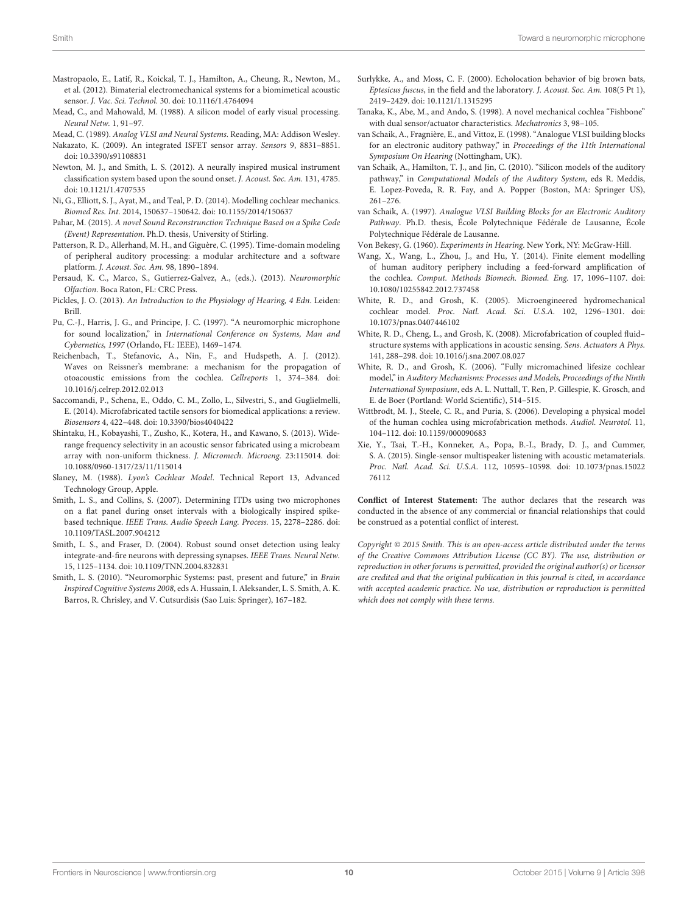Mastropaolo, E., Latif, R., Koickal, T. J., Hamilton, A., Cheung, R., Newton, M., et al. (2012). Bimaterial electromechanical systems for a biomimetical acoustic sensor. *J. Vac. Sci. Technol.* 30. doi: 10.1116/1.4764094

Mead, C., and Mahowald, M. (1988). A silicon model of early visual processing. *Neural Netw.* 1, 91–97.

Mead, C. (1989). *Analog VLSI and Neural Systems*. Reading, MA: Addison Wesley.

Nakazato, K. (2009). An integrated ISFET sensor array. *Sensors* 9, 8831–8851. doi: 10.3390/s91108831

Newton, M. J., and Smith, L. S. (2012). A neurally inspired musical instrument classification system based upon the sound onset. *J. Acoust. Soc. Am.* 131, 4785. doi: 10.1121/1.4707535

Ni, G., Elliott, S. J., Ayat, M., and Teal, P. D. (2014). Modelling cochlear mechanics. *Biomed Res. Int.* 2014, 150637–150642. doi: 10.1155/2014/150637

Pahar, M. (2015). *A novel Sound Reconstrunction Technique Based on a Spike Code (Event) Representation*. Ph.D. thesis, University of Stirling.

Patterson, R. D., Allerhand, M. H., and Giguère, C. (1995). Time-domain modeling of peripheral auditory processing: a modular architecture and a software platform. *J. Acoust. Soc. Am.* 98, 1890–1894.

Persaud, K. C., Marco, S., Gutierrez-Galvez, A., (eds.). (2013). *Neuromorphic Olfaction*. Boca Raton, FL: CRC Press.

Pickles, J. O. (2013). *An Introduction to the Physiology of Hearing, 4 Edn*. Leiden: Brill.

Pu, C.-J., Harris, J. G., and Principe, J. C. (1997). "A neuromorphic microphone for sound localization," in *International Conference on Systems, Man and Cybernetics, 1997* (Orlando, FL: IEEE), 1469–1474.

Reichenbach, T., Stefanovic, A., Nin, F., and Hudspeth, A. J. (2012). Waves on Reissner's membrane: a mechanism for the propagation of otoacoustic emissions from the cochlea. *Cellreports* 1, 374–384. doi: 10.1016/j.celrep.2012.02.013

Saccomandi, P., Schena, E., Oddo, C. M., Zollo, L., Silvestri, S., and Guglielmelli, E. (2014). Microfabricated tactile sensors for biomedical applications: a review. *Biosensors* 4, 422–448. doi: 10.3390/bios4040422

Shintaku, H., Kobayashi, T., Zusho, K., Kotera, H., and Kawano, S. (2013). Wide-range frequency selectivity in an acoustic sensor fabricated using a microbeam array with non-uniform thickness. *J. Micromech. Microeng.* 23:115014. doi: 10.1088/0960-1317/23/11/115014

Slaney, M. (1988). *Lyon's Cochlear Model*. Technical Report 13, Advanced Technology Group, Apple.

Smith, L. S., and Collins, S. (2007). Determining ITDs using two microphones on a flat panel during onset intervals with a biologically inspired spike-based technique. *IEEE Trans. Audio Speech Lang. Process.* 15, 2278–2286. doi: 10.1109/TASL.2007.904212

Smith, L. S., and Fraser, D. (2004). Robust sound onset detection using leaky integrate-and-fire neurons with depressing synapses. *IEEE Trans. Neural Netw.* 15, 1125–1134. doi: 10.1109/TNN.2004.832831

Smith, L. S. (2010). "Neuromorphic Systems: past, present and future," in *Brain Inspired Cognitive Systems 2008*, eds A. Hussain, I. Aleksander, L. S. Smith, A. K. Barros, R. Chrisley, and V. Cutsurdisis (Sao Luis: Springer), 167–182.

Surlykke, A., and Moss, C. F. (2000). Echolocation behavior of big brown bats, *Eptesicus fuscus*, in the field and the laboratory. *J. Acoust. Soc. Am.* 108(5 Pt 1), 2419–2429. doi: 10.1121/1.1315295

Tanaka, K., Abe, M., and Ando, S. (1998). A novel mechanical cochlea "Fishbone" with dual sensor/actuator characteristics. *Mechatronics* 3, 98–105.

van Schaik, A., Fragnière, E., and Vittoz, E. (1998). "Analogue VLSI building blocks for an electronic auditory pathway," in *Proceedings of the 11th International Symposium On Hearing* (Nottingham, UK).

van Schaik, A., Hamilton, T. J., and Jin, C. (2010). "Silicon models of the auditory pathway," in *Computational Models of the Auditory System*, eds R. Meddis, E. Lopez-Poveda, R. R. Fay, and A. Popper (Boston, MA: Springer US), 261–276.

van Schaik, A. (1997). *Analogue VLSI Building Blocks for an Electronic Auditory Pathway*. Ph.D. thesis, École Polytechnique Fédérale de Lausanne, École Polytechnique Fédérale de Lausanne.

Von Bekesy, G. (1960). *Experiments in Hearing*. New York, NY: McGraw-Hill.

Wang, X., Wang, L., Zhou, J., and Hu, Y. (2014). Finite element modelling of human auditory periphery including a feed-forward amplification of the cochlea. *Comput. Methods Biomech. Biomed. Eng.* 17, 1096–1107. doi: 10.1080/10255842.2012.737458

White, R. D., and Grosh, K. (2005). Microengineered hydromechanical cochlear model. *Proc. Natl. Acad. Sci. U.S.A.* 102, 1296–1301. doi: 10.1073/pnas.0407446102

White, R. D., Cheng, L., and Grosh, K. (2008). Microfabrication of coupled fluid–structure systems with applications in acoustic sensing. *Sens. Actuators A Phys.* 141, 288–298. doi: 10.1016/j.sna.2007.08.027

White, R. D., and Grosh, K. (2006). "Fully micromachined lifesize cochlear model," in *Auditory Mechanisms: Processes and Models, Proceedings of the Ninth International Symposium*, eds A. L. Nuttall, T. Ren, P. Gillespie, K. Grosch, and E. de Boer (Portland: World Scientific), 514–515.

Wittbrodt, M. J., Steele, C. R., and Puria, S. (2006). Developing a physical model of the human cochlea using microfabrication methods. *Audiol. Neurotol.* 11, 104–112. doi: 10.1159/000090683

Xie, Y., Tsai, T.-H., Konneker, A., Popa, B.-I., Brady, D. J., and Cummer, S. A. (2015). Single-sensor multispeaker listening with acoustic metamaterials. *Proc. Natl. Acad. Sci. U.S.A.* 112, 10595–10598. doi: 10.1073/pnas.1502276112

**Conflict of Interest Statement:** The author declares that the research was conducted in the absence of any commercial or financial relationships that could be construed as a potential conflict of interest.

*Copyright © 2015 Smith. This is an open-access article distributed under the terms of the Creative Commons Attribution License (CC BY). The use, distribution or reproduction in other forums is permitted, provided the original author(s) or licensor are credited and that the original publication in this journal is cited, in accordance with accepted academic practice. No use, distribution or reproduction is permitted which does not comply with these terms.*